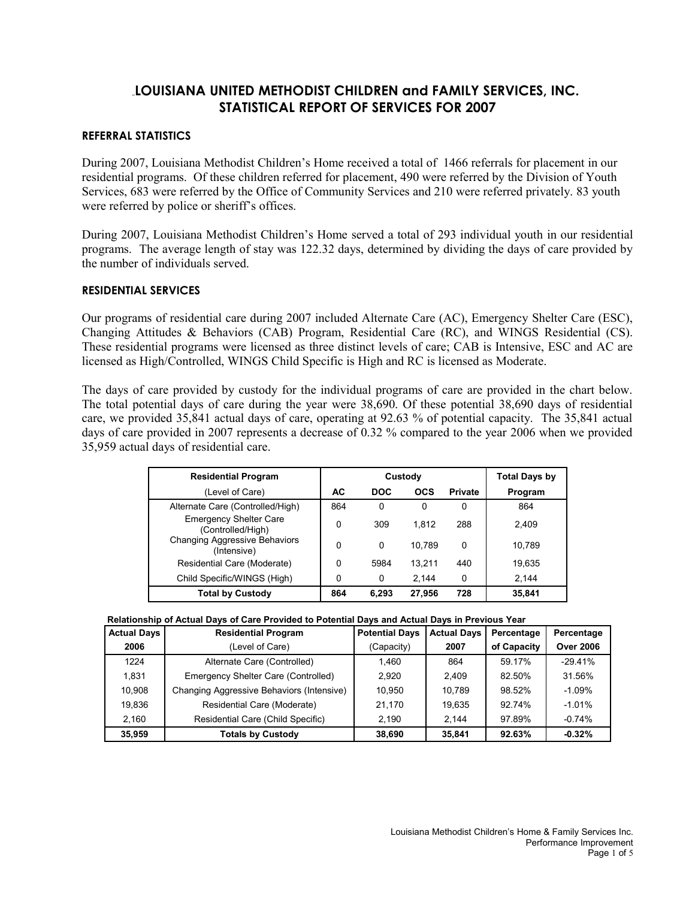# LOUISIANA UNITED METHODIST CHILDREN and FAMILY SERVICES, INC.
# STATISTICAL REPORT OF SERVICES FOR 2007

### REFERRAL STATISTICS

During 2007, Louisiana Methodist Children's Home received a total of 1466 referrals for placement in our residential programs. Of these children referred for placement, 490 were referred by the Division of Youth Services, 683 were referred by the Office of Community Services and 210 were referred privately. 83 youth were referred by police or sheriff's offices.

During 2007, Louisiana Methodist Children's Home served a total of 293 individual youth in our residential programs. The average length of stay was 122.32 days, determined by dividing the days of care provided by the number of individuals served.

### RESIDENTIAL SERVICES

Our programs of residential care during 2007 included Alternate Care (AC), Emergency Shelter Care (ESC), Changing Attitudes & Behaviors (CAB) Program, Residential Care (RC), and WINGS Residential (CS). These residential programs were licensed as three distinct levels of care; CAB is Intensive, ESC and AC are licensed as High/Controlled, WINGS Child Specific is High and RC is licensed as Moderate.

The days of care provided by custody for the individual programs of care are provided in the chart below. The total potential days of care during the year were 38,690. Of these potential 38,690 days of residential care, we provided 35,841 actual days of care, operating at 92.63 % of potential capacity. The 35,841 actual days of care provided in 2007 represents a decrease of 0.32 % compared to the year 2006 when we provided 35,959 actual days of residential care.

| Residential Program | Custody | | | | Total Days by |
|---|---|---|---|---|---|
| (Level of Care) | AC | DOC | OCS | Private | Program |
| Alternate Care (Controlled/High) | 864 | 0 | 0 | 0 | 864 |
| Emergency Shelter Care (Controlled/High) | 0 | 309 | 1,812 | 288 | 2,409 |
| Changing Aggressive Behaviors (Intensive) | 0 | 0 | 10,789 | 0 | 10,789 |
| Residential Care (Moderate) | 0 | 5984 | 13,211 | 440 | 19,635 |
| Child Specific/WINGS (High) | 0 | 0 | 2,144 | 0 | 2,144 |
| **Total by Custody** | **864** | **6,293** | **27,956** | **728** | **35,841** |

**Relationship of Actual Days of Care Provided to Potential Days and Actual Days in Previous Year**

| Actual Days 2006 | Residential Program (Level of Care) | Potential Days (Capacity) | Actual Days 2007 | Percentage of Capacity | Percentage Over 2006 |
|---|---|---|---|---|---|
| 1224 | Alternate Care (Controlled) | 1,460 | 864 | 59.17% | -29.41% |
| 1,831 | Emergency Shelter Care (Controlled) | 2,920 | 2,409 | 82.50% | 31.56% |
| 10,908 | Changing Aggressive Behaviors (Intensive) | 10,950 | 10,789 | 98.52% | -1.09% |
| 19,836 | Residential Care (Moderate) | 21,170 | 19,635 | 92.74% | -1.01% |
| 2,160 | Residential Care (Child Specific) | 2,190 | 2,144 | 97.89% | -0.74% |
| **35,959** | **Totals by Custody** | **38,690** | **35,841** | **92.63%** | **-0.32%** |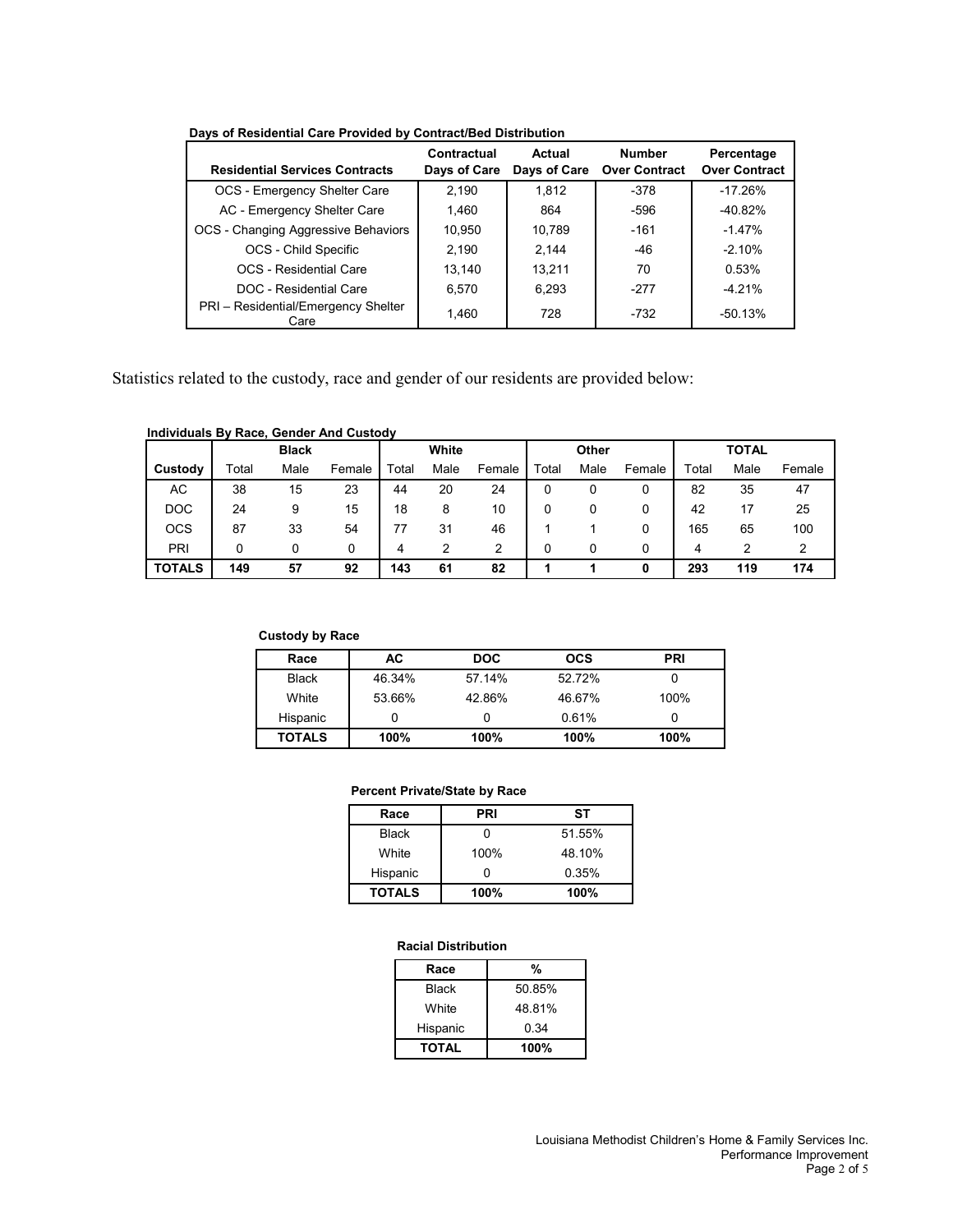**Days of Residential Care Provided by Contract/Bed Distribution**

| Residential Services Contracts | Contractual Days of Care | Actual Days of Care | Number Over Contract | Percentage Over Contract |
|---|---|---|---|---|
| OCS - Emergency Shelter Care | 2,190 | 1,812 | -378 | -17.26% |
| AC - Emergency Shelter Care | 1,460 | 864 | -596 | -40.82% |
| OCS - Changing Aggressive Behaviors | 10,950 | 10,789 | -161 | -1.47% |
| OCS - Child Specific | 2,190 | 2,144 | -46 | -2.10% |
| OCS - Residential Care | 13,140 | 13,211 | 70 | 0.53% |
| DOC - Residential Care | 6,570 | 6,293 | -277 | -4.21% |
| PRI – Residential/Emergency Shelter Care | 1,460 | 728 | -732 | -50.13% |

Statistics related to the custody, race and gender of our residents are provided below:

**Individuals By Race, Gender And Custody**

| | Black | | | White | | | Other | | | TOTAL | | |
|---|---|---|---|---|---|---|---|---|---|---|---|---|
| Custody | Total | Male | Female | Total | Male | Female | Total | Male | Female | Total | Male | Female |
| AC | 38 | 15 | 23 | 44 | 20 | 24 | 0 | 0 | 0 | 82 | 35 | 47 |
| DOC | 24 | 9 | 15 | 18 | 8 | 10 | 0 | 0 | 0 | 42 | 17 | 25 |
| OCS | 87 | 33 | 54 | 77 | 31 | 46 | 1 | 1 | 0 | 165 | 65 | 100 |
| PRI | 0 | 0 | 0 | 4 | 2 | 2 | 0 | 0 | 0 | 4 | 2 | 2 |
| **TOTALS** | **149** | **57** | **92** | **143** | **61** | **82** | **1** | **1** | **0** | **293** | **119** | **174** |

**Custody by Race**

| Race | AC | DOC | OCS | PRI |
|---|---|---|---|---|
| Black | 46.34% | 57.14% | 52.72% | 0 |
| White | 53.66% | 42.86% | 46.67% | 100% |
| Hispanic | 0 | 0 | 0.61% | 0 |
| **TOTALS** | **100%** | **100%** | **100%** | **100%** |

**Percent Private/State by Race**

| Race | PRI | ST |
|---|---|---|
| Black | 0 | 51.55% |
| White | 100% | 48.10% |
| Hispanic | 0 | 0.35% |
| **TOTALS** | **100%** | **100%** |

**Racial Distribution**

| Race | % |
|---|---|
| Black | 50.85% |
| White | 48.81% |
| Hispanic | 0.34 |
| **TOTAL** | **100%** |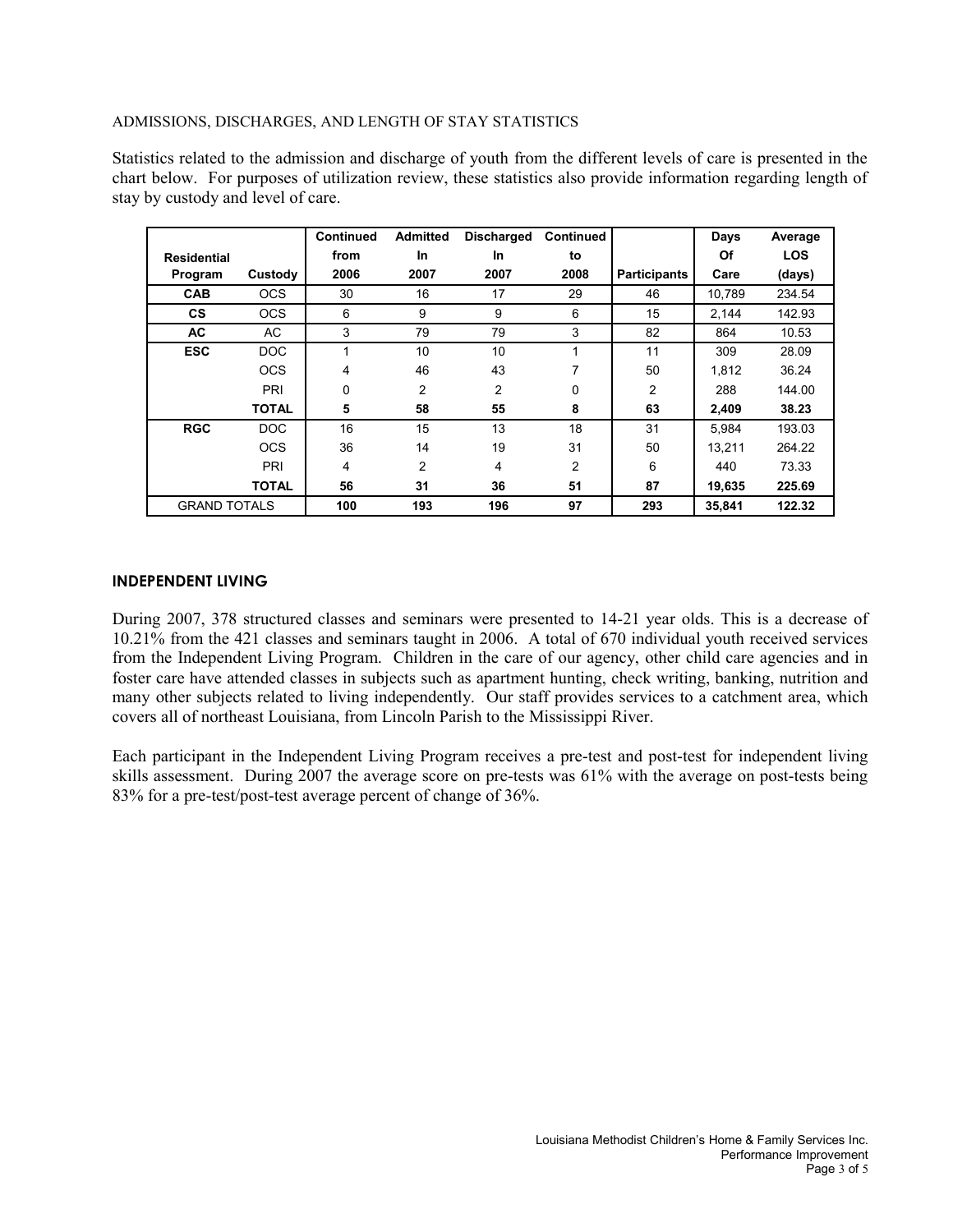ADMISSIONS, DISCHARGES, AND LENGTH OF STAY STATISTICS

Statistics related to the admission and discharge of youth from the different levels of care is presented in the chart below. For purposes of utilization review, these statistics also provide information regarding length of stay by custody and level of care.

| Residential Program | Custody | Continued from 2006 | Admitted In 2007 | Discharged In 2007 | Continued to 2008 | Participants | Days Of Care | Average LOS (days) |
|---|---|---|---|---|---|---|---|---|
| **CAB** | OCS | 30 | 16 | 17 | 29 | 46 | 10,789 | 234.54 |
| **CS** | OCS | 6 | 9 | 9 | 6 | 15 | 2,144 | 142.93 |
| **AC** | AC | 3 | 79 | 79 | 3 | 82 | 864 | 10.53 |
| **ESC** | DOC | 1 | 10 | 10 | 1 | 11 | 309 | 28.09 |
| | OCS | 4 | 46 | 43 | 7 | 50 | 1,812 | 36.24 |
| | PRI | 0 | 2 | 2 | 0 | 2 | 288 | 144.00 |
| | **TOTAL** | **5** | **58** | **55** | **8** | **63** | **2,409** | **38.23** |
| **RGC** | DOC | 16 | 15 | 13 | 18 | 31 | 5,984 | 193.03 |
| | OCS | 36 | 14 | 19 | 31 | 50 | 13,211 | 264.22 |
| | PRI | 4 | 2 | 4 | 2 | 6 | 440 | 73.33 |
| | **TOTAL** | **56** | **31** | **36** | **51** | **87** | **19,635** | **225.69** |
| GRAND TOTALS | | **100** | **193** | **196** | **97** | **293** | **35,841** | **122.32** |

## INDEPENDENT LIVING

During 2007, 378 structured classes and seminars were presented to 14-21 year olds. This is a decrease of 10.21% from the 421 classes and seminars taught in 2006. A total of 670 individual youth received services from the Independent Living Program. Children in the care of our agency, other child care agencies and in foster care have attended classes in subjects such as apartment hunting, check writing, banking, nutrition and many other subjects related to living independently. Our staff provides services to a catchment area, which covers all of northeast Louisiana, from Lincoln Parish to the Mississippi River.

Each participant in the Independent Living Program receives a pre-test and post-test for independent living skills assessment. During 2007 the average score on pre-tests was 61% with the average on post-tests being 83% for a pre-test/post-test average percent of change of 36%.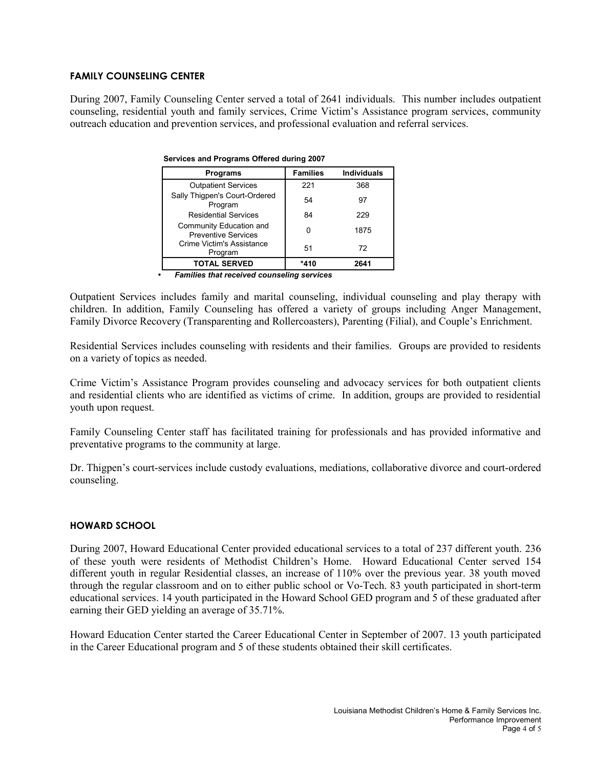## FAMILY COUNSELING CENTER

During 2007, Family Counseling Center served a total of 2641 individuals. This number includes outpatient counseling, residential youth and family services, Crime Victim's Assistance program services, community outreach education and prevention services, and professional evaluation and referral services.

**Services and Programs Offered during 2007**

| Programs | Families | Individuals |
|---|---|---|
| Outpatient Services | 221 | 368 |
| Sally Thigpen's Court-Ordered Program | 54 | 97 |
| Residential Services | 84 | 229 |
| Community Education and Preventive Services | 0 | 1875 |
| Crime Victim's Assistance Program | 51 | 72 |
| **TOTAL SERVED** | **\*410** | **2641** |

- ***Families that received counseling services***

Outpatient Services includes family and marital counseling, individual counseling and play therapy with children. In addition, Family Counseling has offered a variety of groups including Anger Management, Family Divorce Recovery (Transparenting and Rollercoasters), Parenting (Filial), and Couple's Enrichment.

Residential Services includes counseling with residents and their families. Groups are provided to residents on a variety of topics as needed.

Crime Victim's Assistance Program provides counseling and advocacy services for both outpatient clients and residential clients who are identified as victims of crime. In addition, groups are provided to residential youth upon request.

Family Counseling Center staff has facilitated training for professionals and has provided informative and preventative programs to the community at large.

Dr. Thigpen's court-services include custody evaluations, mediations, collaborative divorce and court-ordered counseling.

## HOWARD SCHOOL

During 2007, Howard Educational Center provided educational services to a total of 237 different youth. 236 of these youth were residents of Methodist Children's Home. Howard Educational Center served 154 different youth in regular Residential classes, an increase of 110% over the previous year. 38 youth moved through the regular classroom and on to either public school or Vo-Tech. 83 youth participated in short-term educational services. 14 youth participated in the Howard School GED program and 5 of these graduated after earning their GED yielding an average of 35.71%.

Howard Education Center started the Career Educational Center in September of 2007. 13 youth participated in the Career Educational program and 5 of these students obtained their skill certificates.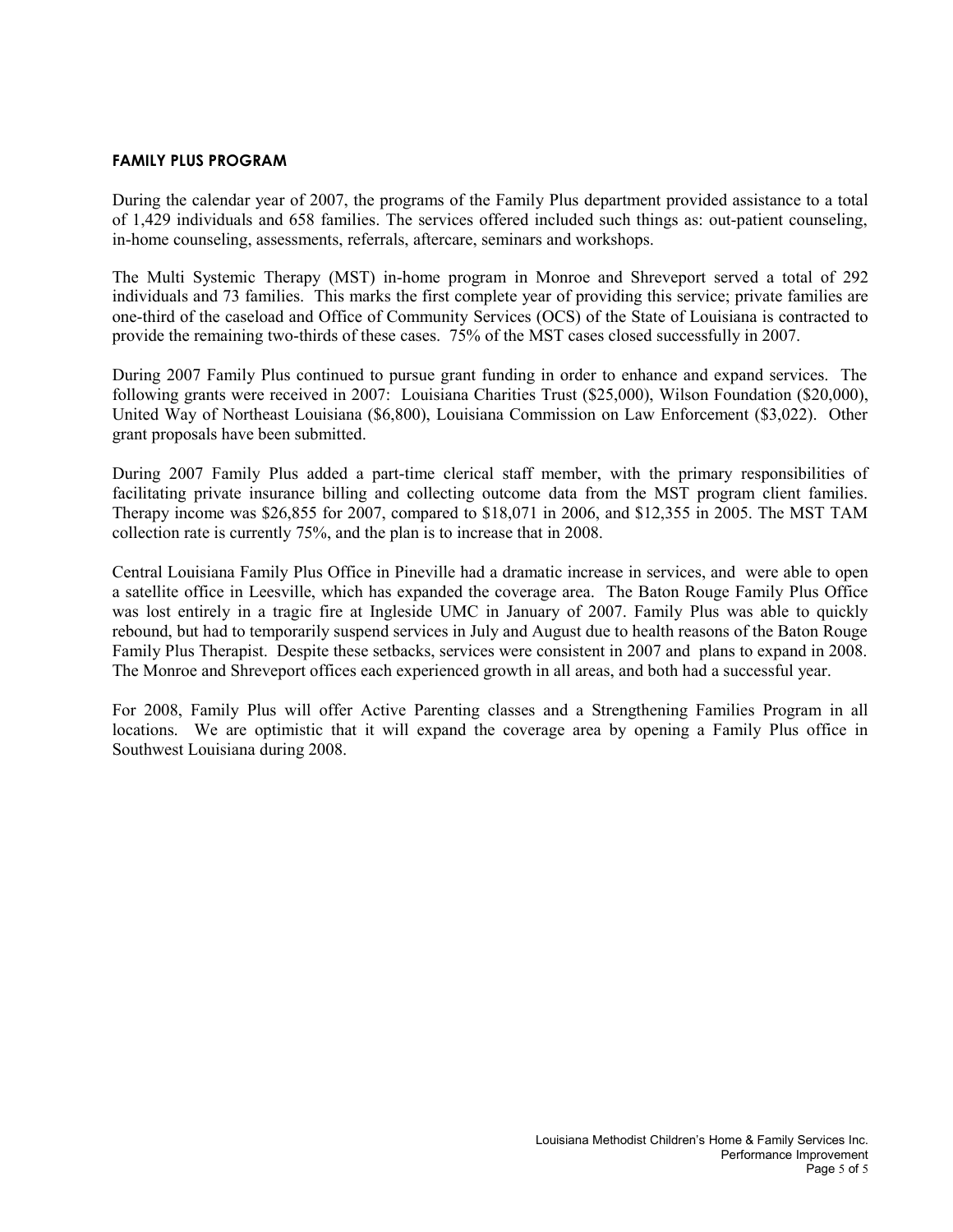### FAMILY PLUS PROGRAM

During the calendar year of 2007, the programs of the Family Plus department provided assistance to a total of 1,429 individuals and 658 families. The services offered included such things as: out-patient counseling, in-home counseling, assessments, referrals, aftercare, seminars and workshops.

The Multi Systemic Therapy (MST) in-home program in Monroe and Shreveport served a total of 292 individuals and 73 families. This marks the first complete year of providing this service; private families are one-third of the caseload and Office of Community Services (OCS) of the State of Louisiana is contracted to provide the remaining two-thirds of these cases. 75% of the MST cases closed successfully in 2007.

During 2007 Family Plus continued to pursue grant funding in order to enhance and expand services. The following grants were received in 2007: Louisiana Charities Trust ($25,000), Wilson Foundation ($20,000), United Way of Northeast Louisiana ($6,800), Louisiana Commission on Law Enforcement ($3,022). Other grant proposals have been submitted.

During 2007 Family Plus added a part-time clerical staff member, with the primary responsibilities of facilitating private insurance billing and collecting outcome data from the MST program client families. Therapy income was $26,855 for 2007, compared to $18,071 in 2006, and $12,355 in 2005. The MST TAM collection rate is currently 75%, and the plan is to increase that in 2008.

Central Louisiana Family Plus Office in Pineville had a dramatic increase in services, and were able to open a satellite office in Leesville, which has expanded the coverage area. The Baton Rouge Family Plus Office was lost entirely in a tragic fire at Ingleside UMC in January of 2007. Family Plus was able to quickly rebound, but had to temporarily suspend services in July and August due to health reasons of the Baton Rouge Family Plus Therapist. Despite these setbacks, services were consistent in 2007 and plans to expand in 2008. The Monroe and Shreveport offices each experienced growth in all areas, and both had a successful year.

For 2008, Family Plus will offer Active Parenting classes and a Strengthening Families Program in all locations. We are optimistic that it will expand the coverage area by opening a Family Plus office in Southwest Louisiana during 2008.